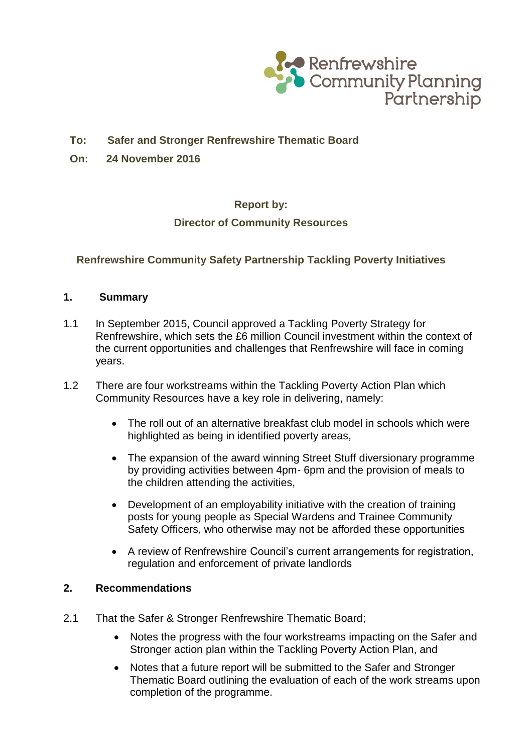Renfrewshire Community Planning Partnership

**To: Safer and Stronger Renfrewshire Thematic Board**

**On: 24 November 2016**

**Report by:**

**Director of Community Resources**

## Renfrewshire Community Safety Partnership Tackling Poverty Initiatives

### 1. Summary

1.1 In September 2015, Council approved a Tackling Poverty Strategy for Renfrewshire, which sets the £6 million Council investment within the context of the current opportunities and challenges that Renfrewshire will face in coming years.

1.2 There are four workstreams within the Tackling Poverty Action Plan which Community Resources have a key role in delivering, namely:

- The roll out of an alternative breakfast club model in schools which were highlighted as being in identified poverty areas,
- The expansion of the award winning Street Stuff diversionary programme by providing activities between 4pm- 6pm and the provision of meals to the children attending the activities,
- Development of an employability initiative with the creation of training posts for young people as Special Wardens and Trainee Community Safety Officers, who otherwise may not be afforded these opportunities
- A review of Renfrewshire Council's current arrangements for registration, regulation and enforcement of private landlords

### 2. Recommendations

2.1 That the Safer & Stronger Renfrewshire Thematic Board;

- Notes the progress with the four workstreams impacting on the Safer and Stronger action plan within the Tackling Poverty Action Plan, and
- Notes that a future report will be submitted to the Safer and Stronger Thematic Board outlining the evaluation of each of the work streams upon completion of the programme.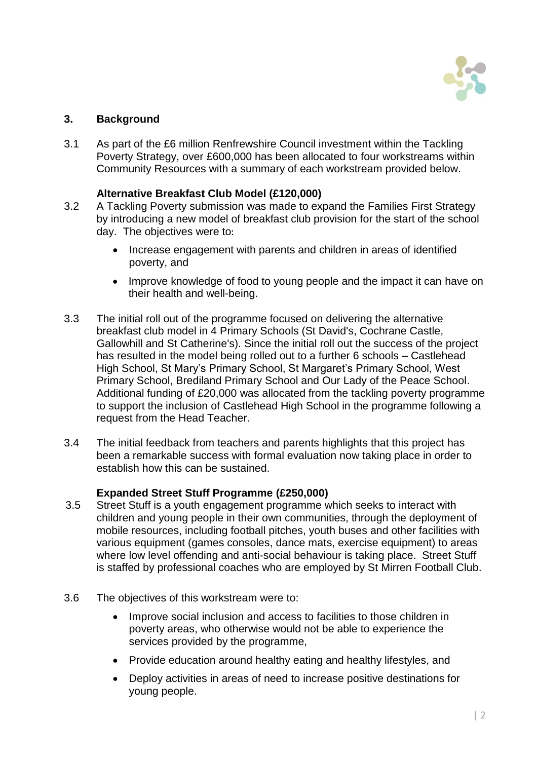## 3. Background

3.1 As part of the £6 million Renfrewshire Council investment within the Tackling Poverty Strategy, over £600,000 has been allocated to four workstreams within Community Resources with a summary of each workstream provided below.

**Alternative Breakfast Club Model (£120,000)**

3.2 A Tackling Poverty submission was made to expand the Families First Strategy by introducing a new model of breakfast club provision for the start of the school day. The objectives were to:

- Increase engagement with parents and children in areas of identified poverty, and
- Improve knowledge of food to young people and the impact it can have on their health and well-being.

3.3 The initial roll out of the programme focused on delivering the alternative breakfast club model in 4 Primary Schools (St David's, Cochrane Castle, Gallowhill and St Catherine's). Since the initial roll out the success of the project has resulted in the model being rolled out to a further 6 schools – Castlehead High School, St Mary's Primary School, St Margaret's Primary School, West Primary School, Brediland Primary School and Our Lady of the Peace School. Additional funding of £20,000 was allocated from the tackling poverty programme to support the inclusion of Castlehead High School in the programme following a request from the Head Teacher.

3.4 The initial feedback from teachers and parents highlights that this project has been a remarkable success with formal evaluation now taking place in order to establish how this can be sustained.

**Expanded Street Stuff Programme (£250,000)**

3.5 Street Stuff is a youth engagement programme which seeks to interact with children and young people in their own communities, through the deployment of mobile resources, including football pitches, youth buses and other facilities with various equipment (games consoles, dance mats, exercise equipment) to areas where low level offending and anti-social behaviour is taking place. Street Stuff is staffed by professional coaches who are employed by St Mirren Football Club.

3.6 The objectives of this workstream were to:

- Improve social inclusion and access to facilities to those children in poverty areas, who otherwise would not be able to experience the services provided by the programme,
- Provide education around healthy eating and healthy lifestyles, and
- Deploy activities in areas of need to increase positive destinations for young people.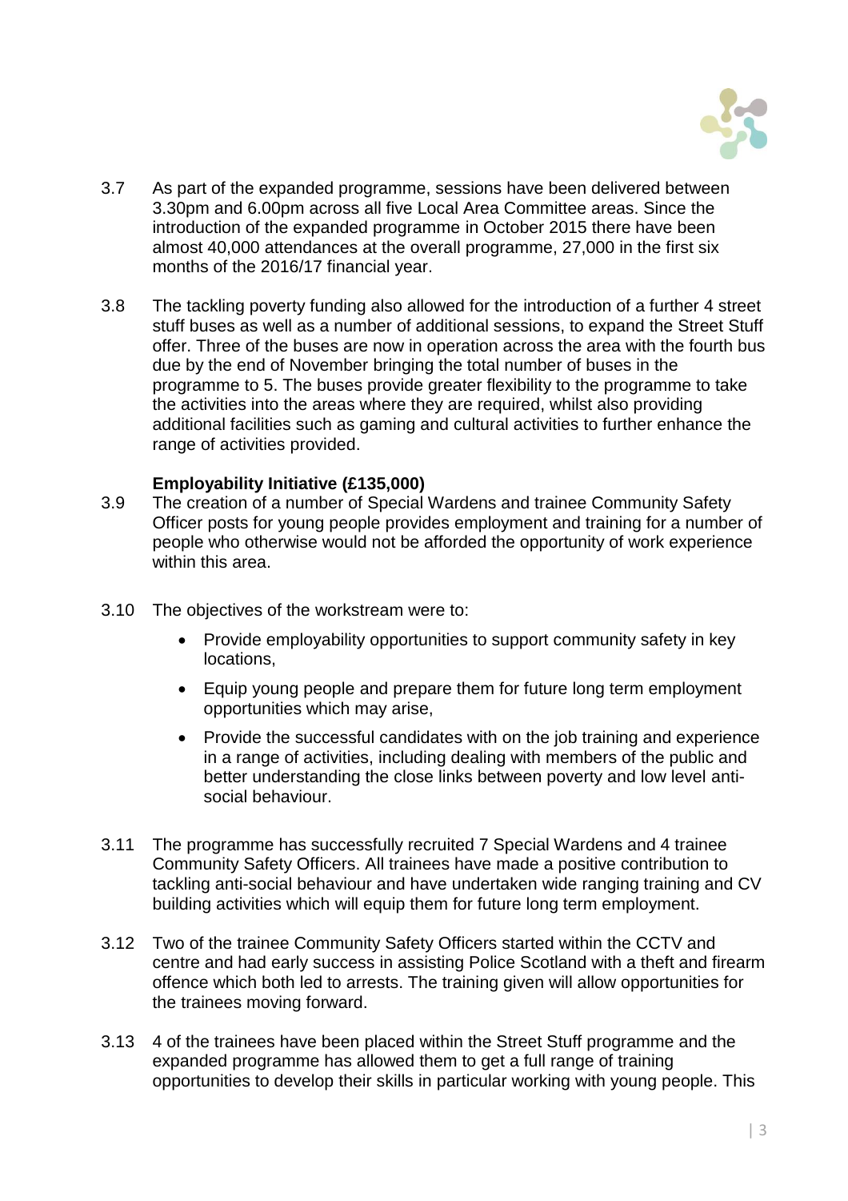3.7 As part of the expanded programme, sessions have been delivered between 3.30pm and 6.00pm across all five Local Area Committee areas. Since the introduction of the expanded programme in October 2015 there have been almost 40,000 attendances at the overall programme, 27,000 in the first six months of the 2016/17 financial year.

3.8 The tackling poverty funding also allowed for the introduction of a further 4 street stuff buses as well as a number of additional sessions, to expand the Street Stuff offer. Three of the buses are now in operation across the area with the fourth bus due by the end of November bringing the total number of buses in the programme to 5. The buses provide greater flexibility to the programme to take the activities into the areas where they are required, whilst also providing additional facilities such as gaming and cultural activities to further enhance the range of activities provided.

**Employability Initiative (£135,000)**

3.9 The creation of a number of Special Wardens and trainee Community Safety Officer posts for young people provides employment and training for a number of people who otherwise would not be afforded the opportunity of work experience within this area.

3.10 The objectives of the workstream were to:

- Provide employability opportunities to support community safety in key locations,
- Equip young people and prepare them for future long term employment opportunities which may arise,
- Provide the successful candidates with on the job training and experience in a range of activities, including dealing with members of the public and better understanding the close links between poverty and low level anti-social behaviour.

3.11 The programme has successfully recruited 7 Special Wardens and 4 trainee Community Safety Officers. All trainees have made a positive contribution to tackling anti-social behaviour and have undertaken wide ranging training and CV building activities which will equip them for future long term employment.

3.12 Two of the trainee Community Safety Officers started within the CCTV and centre and had early success in assisting Police Scotland with a theft and firearm offence which both led to arrests. The training given will allow opportunities for the trainees moving forward.

3.13 4 of the trainees have been placed within the Street Stuff programme and the expanded programme has allowed them to get a full range of training opportunities to develop their skills in particular working with young people. This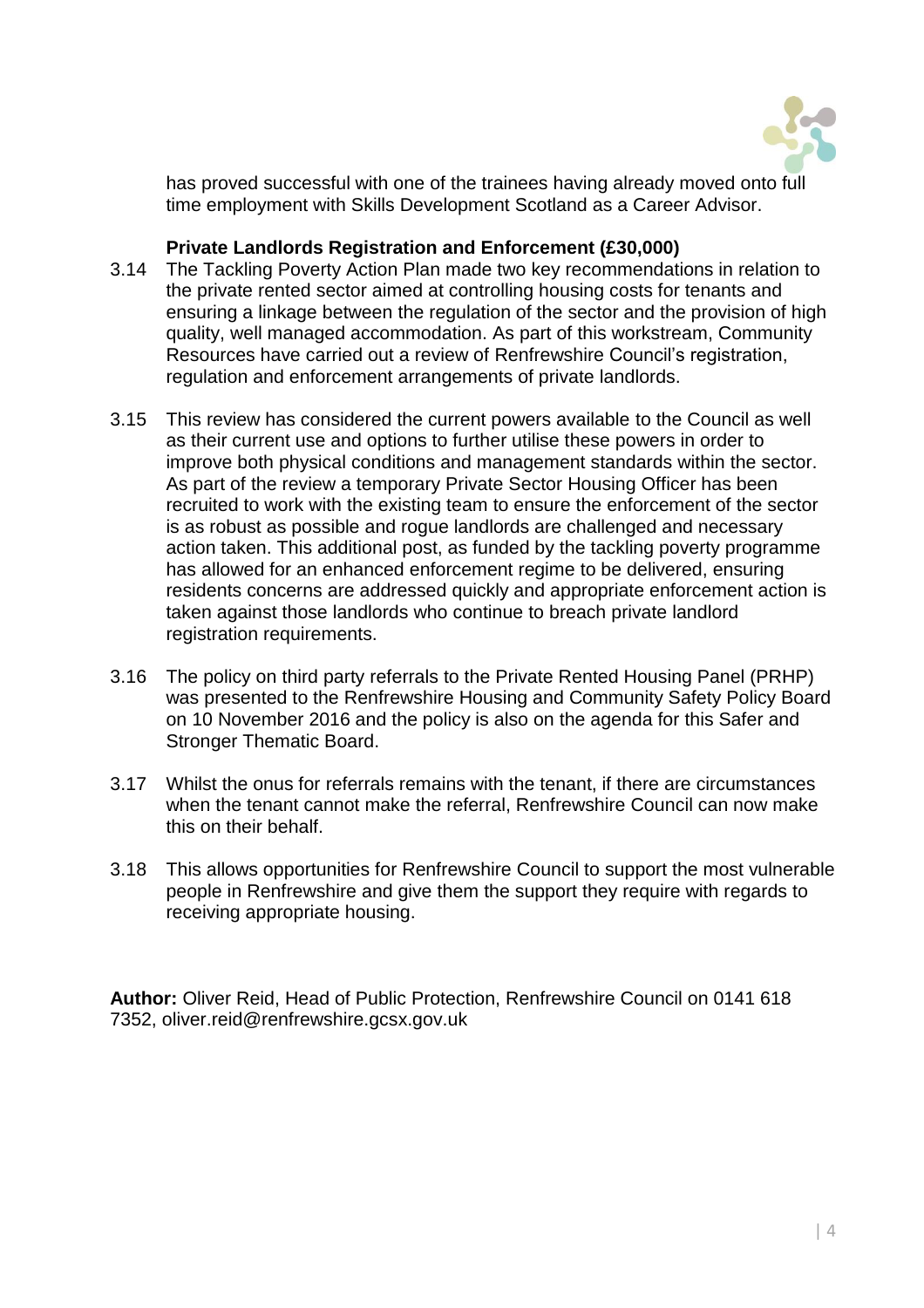has proved successful with one of the trainees having already moved onto full time employment with Skills Development Scotland as a Career Advisor.

**Private Landlords Registration and Enforcement (£30,000)**

3.14 The Tackling Poverty Action Plan made two key recommendations in relation to the private rented sector aimed at controlling housing costs for tenants and ensuring a linkage between the regulation of the sector and the provision of high quality, well managed accommodation. As part of this workstream, Community Resources have carried out a review of Renfrewshire Council's registration, regulation and enforcement arrangements of private landlords.

3.15 This review has considered the current powers available to the Council as well as their current use and options to further utilise these powers in order to improve both physical conditions and management standards within the sector. As part of the review a temporary Private Sector Housing Officer has been recruited to work with the existing team to ensure the enforcement of the sector is as robust as possible and rogue landlords are challenged and necessary action taken. This additional post, as funded by the tackling poverty programme has allowed for an enhanced enforcement regime to be delivered, ensuring residents concerns are addressed quickly and appropriate enforcement action is taken against those landlords who continue to breach private landlord registration requirements.

3.16 The policy on third party referrals to the Private Rented Housing Panel (PRHP) was presented to the Renfrewshire Housing and Community Safety Policy Board on 10 November 2016 and the policy is also on the agenda for this Safer and Stronger Thematic Board.

3.17 Whilst the onus for referrals remains with the tenant, if there are circumstances when the tenant cannot make the referral, Renfrewshire Council can now make this on their behalf.

3.18 This allows opportunities for Renfrewshire Council to support the most vulnerable people in Renfrewshire and give them the support they require with regards to receiving appropriate housing.

**Author:** Oliver Reid, Head of Public Protection, Renfrewshire Council on 0141 618 7352, oliver.reid@renfrewshire.gcsx.gov.uk